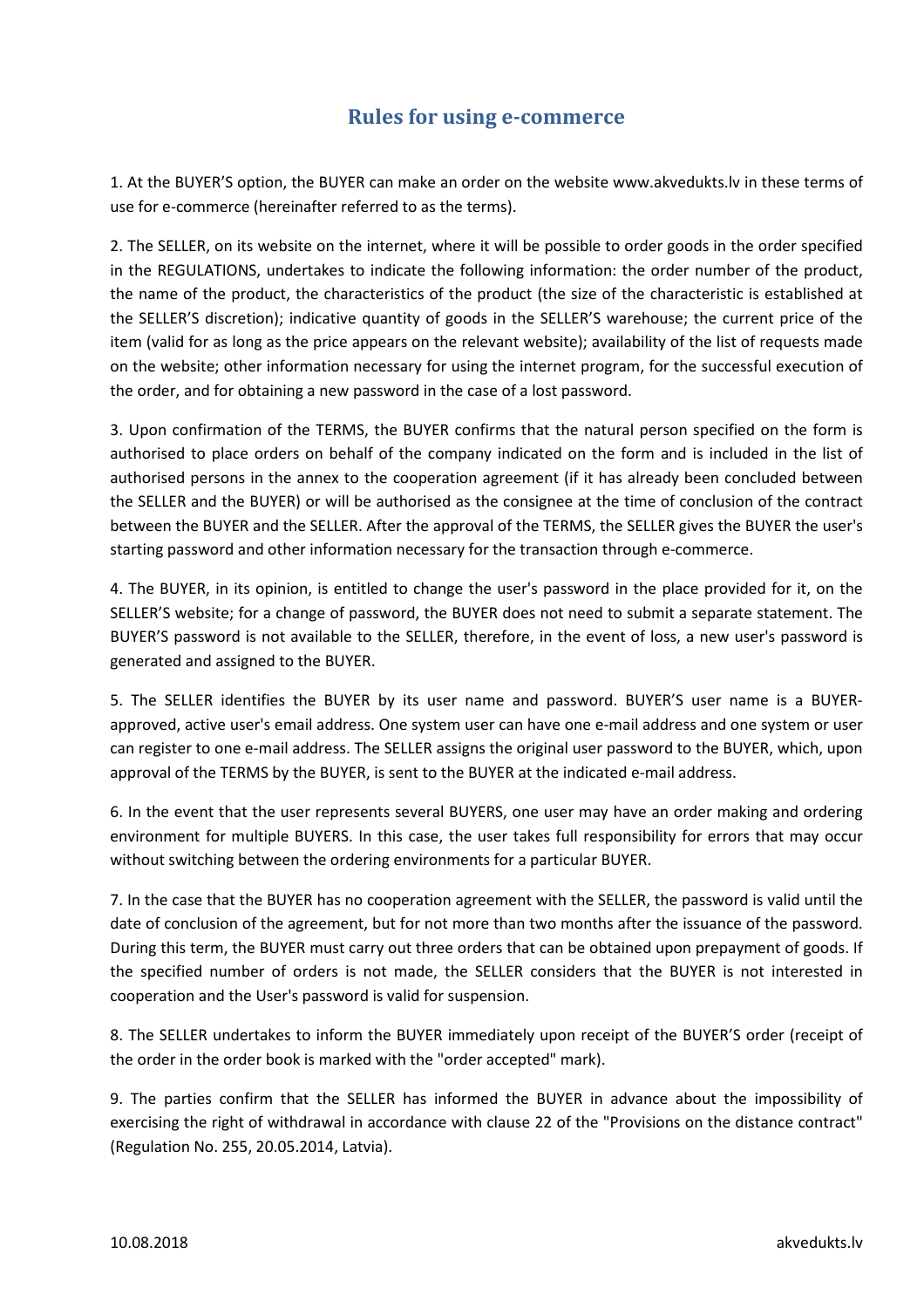# Rules for using e-commerce

1. At the BUYER'S option, the BUYER can make an order on the website www.akvedukts.lv in these terms of use for e-commerce (hereinafter referred to as the terms).

2. The SELLER, on its website on the internet, where it will be possible to order goods in the order specified in the REGULATIONS, undertakes to indicate the following information: the order number of the product, the name of the product, the characteristics of the product (the size of the characteristic is established at the SELLER'S discretion); indicative quantity of goods in the SELLER'S warehouse; the current price of the item (valid for as long as the price appears on the relevant website); availability of the list of requests made on the website; other information necessary for using the internet program, for the successful execution of the order, and for obtaining a new password in the case of a lost password.

3. Upon confirmation of the TERMS, the BUYER confirms that the natural person specified on the form is authorised to place orders on behalf of the company indicated on the form and is included in the list of authorised persons in the annex to the cooperation agreement (if it has already been concluded between the SELLER and the BUYER) or will be authorised as the consignee at the time of conclusion of the contract between the BUYER and the SELLER. After the approval of the TERMS, the SELLER gives the BUYER the user's starting password and other information necessary for the transaction through e-commerce.

4. The BUYER, in its opinion, is entitled to change the user's password in the place provided for it, on the SELLER'S website; for a change of password, the BUYER does not need to submit a separate statement. The BUYER'S password is not available to the SELLER, therefore, in the event of loss, a new user's password is generated and assigned to the BUYER.

5. The SELLER identifies the BUYER by its user name and password. BUYER'S user name is a BUYER-approved, active user's email address. One system user can have one e-mail address and one system or user can register to one e-mail address. The SELLER assigns the original user password to the BUYER, which, upon approval of the TERMS by the BUYER, is sent to the BUYER at the indicated e-mail address.

6. In the event that the user represents several BUYERS, one user may have an order making and ordering environment for multiple BUYERS. In this case, the user takes full responsibility for errors that may occur without switching between the ordering environments for a particular BUYER.

7. In the case that the BUYER has no cooperation agreement with the SELLER, the password is valid until the date of conclusion of the agreement, but for not more than two months after the issuance of the password. During this term, the BUYER must carry out three orders that can be obtained upon prepayment of goods. If the specified number of orders is not made, the SELLER considers that the BUYER is not interested in cooperation and the User's password is valid for suspension.

8. The SELLER undertakes to inform the BUYER immediately upon receipt of the BUYER'S order (receipt of the order in the order book is marked with the "order accepted" mark).

9. The parties confirm that the SELLER has informed the BUYER in advance about the impossibility of exercising the right of withdrawal in accordance with clause 22 of the "Provisions on the distance contract" (Regulation No. 255, 20.05.2014, Latvia).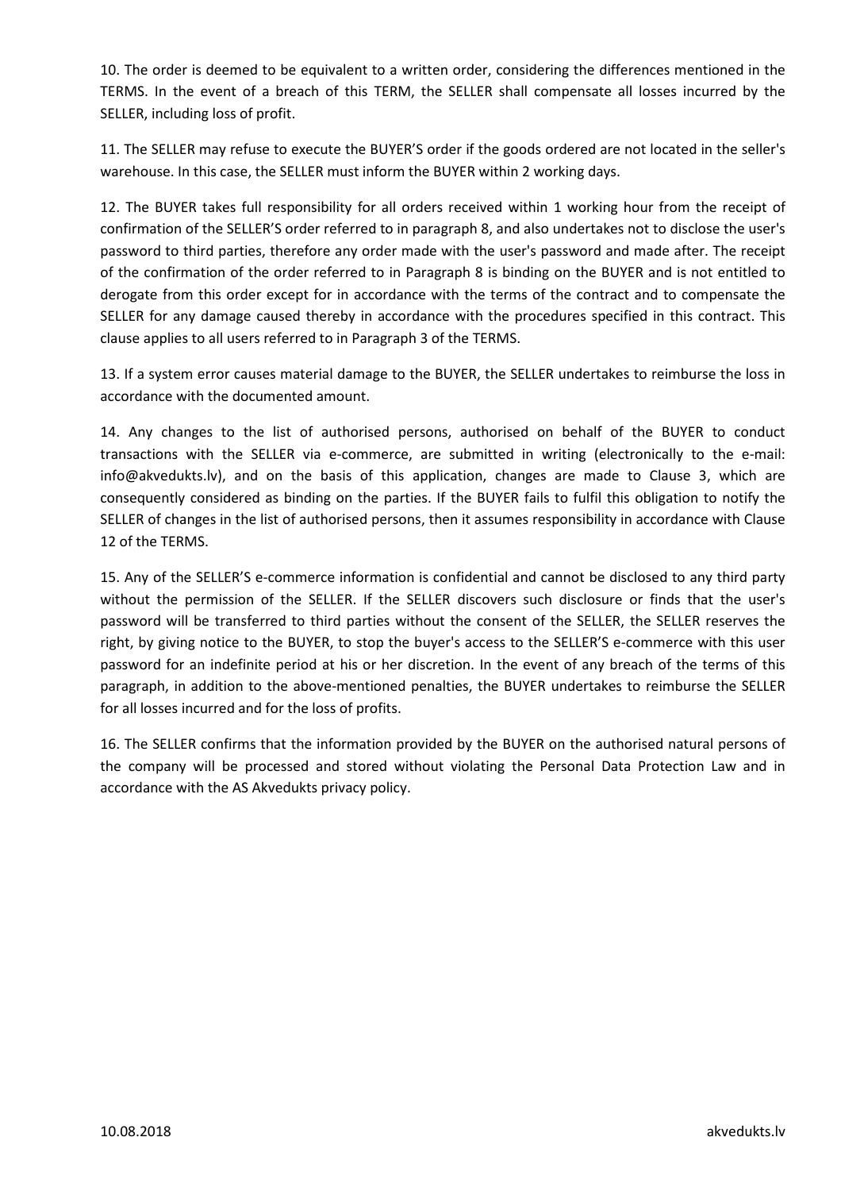10. The order is deemed to be equivalent to a written order, considering the differences mentioned in the TERMS. In the event of a breach of this TERM, the SELLER shall compensate all losses incurred by the SELLER, including loss of profit.

11. The SELLER may refuse to execute the BUYER'S order if the goods ordered are not located in the seller's warehouse. In this case, the SELLER must inform the BUYER within 2 working days.

12. The BUYER takes full responsibility for all orders received within 1 working hour from the receipt of confirmation of the SELLER'S order referred to in paragraph 8, and also undertakes not to disclose the user's password to third parties, therefore any order made with the user's password and made after. The receipt of the confirmation of the order referred to in Paragraph 8 is binding on the BUYER and is not entitled to derogate from this order except for in accordance with the terms of the contract and to compensate the SELLER for any damage caused thereby in accordance with the procedures specified in this contract. This clause applies to all users referred to in Paragraph 3 of the TERMS.

13. If a system error causes material damage to the BUYER, the SELLER undertakes to reimburse the loss in accordance with the documented amount.

14. Any changes to the list of authorised persons, authorised on behalf of the BUYER to conduct transactions with the SELLER via e-commerce, are submitted in writing (electronically to the e-mail: info@akvedukts.lv), and on the basis of this application, changes are made to Clause 3, which are consequently considered as binding on the parties. If the BUYER fails to fulfil this obligation to notify the SELLER of changes in the list of authorised persons, then it assumes responsibility in accordance with Clause 12 of the TERMS.

15. Any of the SELLER'S e-commerce information is confidential and cannot be disclosed to any third party without the permission of the SELLER. If the SELLER discovers such disclosure or finds that the user's password will be transferred to third parties without the consent of the SELLER, the SELLER reserves the right, by giving notice to the BUYER, to stop the buyer's access to the SELLER'S e-commerce with this user password for an indefinite period at his or her discretion. In the event of any breach of the terms of this paragraph, in addition to the above-mentioned penalties, the BUYER undertakes to reimburse the SELLER for all losses incurred and for the loss of profits.

16. The SELLER confirms that the information provided by the BUYER on the authorised natural persons of the company will be processed and stored without violating the Personal Data Protection Law and in accordance with the AS Akvedukts privacy policy.